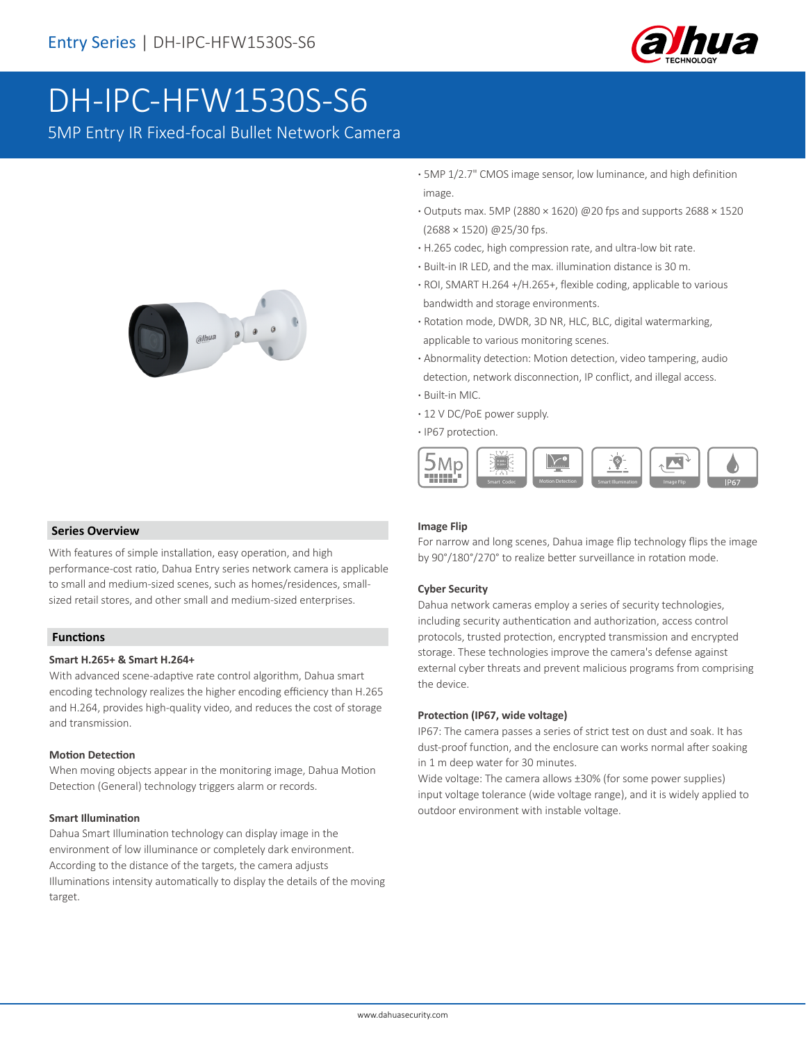# DH-IPC-HFW1530S-S6

5MP Entry IR Fixed-focal Bullet Network Camera

- 5MP 1/2.7" CMOS image sensor, low luminance, and high definition image.
- Outputs max. 5MP (2880 × 1620) @20 fps and supports 2688 × 1520 (2688 × 1520) @25/30 fps.
- H.265 codec, high compression rate, and ultra-low bit rate.
- Built-in IR LED, and the max. illumination distance is 30 m.
- ROI, SMART H.264 +/H.265+, flexible coding, applicable to various bandwidth and storage environments.
- Rotation mode, DWDR, 3D NR, HLC, BLC, digital watermarking, applicable to various monitoring scenes.
- Abnormality detection: Motion detection, video tampering, audio detection, network disconnection, IP conflict, and illegal access.
- Built-in MIC.
- 12 V DC/PoE power supply.
- IP67 protection.

## Series Overview

With features of simple installation, easy operation, and high performance-cost ratio, Dahua Entry series network camera is applicable to small and medium-sized scenes, such as homes/residences, small-sized retail stores, and other small and medium-sized enterprises.

## Functions

### Smart H.265+ & Smart H.264+

With advanced scene-adaptive rate control algorithm, Dahua smart encoding technology realizes the higher encoding efficiency than H.265 and H.264, provides high-quality video, and reduces the cost of storage and transmission.

### Motion Detection

When moving objects appear in the monitoring image, Dahua Motion Detection (General) technology triggers alarm or records.

### Smart Illumination

Dahua Smart Illumination technology can display image in the environment of low illuminance or completely dark environment. According to the distance of the targets, the camera adjusts Illuminations intensity automatically to display the details of the moving target.

### Image Flip

For narrow and long scenes, Dahua image flip technology flips the image by 90°/180°/270° to realize better surveillance in rotation mode.

### Cyber Security

Dahua network cameras employ a series of security technologies, including security authentication and authorization, access control protocols, trusted protection, encrypted transmission and encrypted storage. These technologies improve the camera's defense against external cyber threats and prevent malicious programs from comprising the device.

### Protection (IP67, wide voltage)

IP67: The camera passes a series of strict test on dust and soak. It has dust-proof function, and the enclosure can works normal after soaking in 1 m deep water for 30 minutes.

Wide voltage: The camera allows ±30% (for some power supplies) input voltage tolerance (wide voltage range), and it is widely applied to outdoor environment with instable voltage.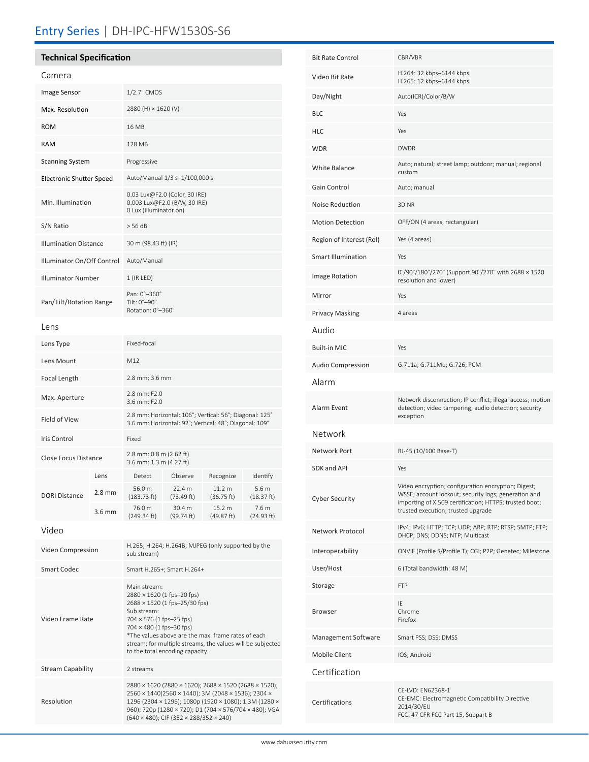# Entry Series | DH-IPC-HFW1530S-S6

## Technical Specification

### Camera

| | |
|---|---|
| Image Sensor | 1/2.7" CMOS |
| Max. Resolution | 2880 (H) × 1620 (V) |
| ROM | 16 MB |
| RAM | 128 MB |
| Scanning System | Progressive |
| Electronic Shutter Speed | Auto/Manual 1/3 s–1/100,000 s |
| Min. Illumination | 0.03 Lux@F2.0 (Color, 30 IRE)<br>0.003 Lux@F2.0 (B/W, 30 IRE)<br>0 Lux (Illuminator on) |
| S/N Ratio | > 56 dB |
| Illumination Distance | 30 m (98.43 ft) (IR) |
| Illuminator On/Off Control | Auto/Manual |
| Illuminator Number | 1 (IR LED) |
| Pan/Tilt/Rotation Range | Pan: 0°–360°<br>Tilt: 0°–90°<br>Rotation: 0°–360° |

### Lens

| | |
|---|---|
| Lens Type | Fixed-focal |
| Lens Mount | M12 |
| Focal Length | 2.8 mm; 3.6 mm |
| Max. Aperture | 2.8 mm: F2.0<br>3.6 mm: F2.0 |
| Field of View | 2.8 mm: Horizontal: 106°; Vertical: 56°; Diagonal: 125°<br>3.6 mm: Horizontal: 92°; Vertical: 48°; Diagonal: 109° |
| Iris Control | Fixed |
| Close Focus Distance | 2.8 mm: 0.8 m (2.62 ft)<br>3.6 mm: 1.3 m (4.27 ft) |

| DORI Distance | Lens | Detect | Observe | Recognize | Identify |
|---|---|---|---|---|---|
| | 2.8 mm | 56.0 m (183.73 ft) | 22.4 m (73.49 ft) | 11.2 m (36.75 ft) | 5.6 m (18.37 ft) |
| | 3.6 mm | 76.0 m (249.34 ft) | 30.4 m (99.74 ft) | 15.2 m (49.87 ft) | 7.6 m (24.93 ft) |

### Video

| | |
|---|---|
| Video Compression | H.265; H.264; H.264B; MJPEG (only supported by the sub stream) |
| Smart Codec | Smart H.265+; Smart H.264+ |
| Video Frame Rate | Main stream:<br>2880 × 1620 (1 fps–20 fps)<br>2688 × 1520 (1 fps–25/30 fps)<br>Sub stream:<br>704 × 576 (1 fps–25 fps)<br>704 × 480 (1 fps–30 fps)<br>*The values above are the max. frame rates of each stream; for multiple streams, the values will be subjected to the total encoding capacity. |
| Stream Capability | 2 streams |
| Resolution | 2880 × 1620 (2880 × 1620); 2688 × 1520 (2688 × 1520); 2560 × 1440(2560 × 1440); 3M (2048 × 1536); 2304 × 1296 (2304 × 1296); 1080p (1920 × 1080); 1.3M (1280 × 960); 720p (1280 × 720); D1 (704 × 576/704 × 480); VGA (640 × 480); CIF (352 × 288/352 × 240) |
| Bit Rate Control | CBR/VBR |
| Video Bit Rate | H.264: 32 kbps–6144 kbps<br>H.265: 12 kbps–6144 kbps |
| Day/Night | Auto(ICR)/Color/B/W |
| BLC | Yes |
| HLC | Yes |
| WDR | DWDR |
| White Balance | Auto; natural; street lamp; outdoor; manual; regional custom |
| Gain Control | Auto; manual |
| Noise Reduction | 3D NR |
| Motion Detection | OFF/ON (4 areas, rectangular) |
| Region of Interest (RoI) | Yes (4 areas) |
| Smart Illumination | Yes |
| Image Rotation | 0°/90°/180°/270° (Support 90°/270° with 2688 × 1520 resolution and lower) |
| Mirror | Yes |
| Privacy Masking | 4 areas |

### Audio

| | |
|---|---|
| Built-in MIC | Yes |
| Audio Compression | G.711a; G.711Mu; G.726; PCM |

### Alarm

| | |
|---|---|
| Alarm Event | Network disconnection; IP conflict; illegal access; motion detection; video tampering; audio detection; security exception |

### Network

| | |
|---|---|
| Network Port | RJ-45 (10/100 Base-T) |
| SDK and API | Yes |
| Cyber Security | Video encryption; configuration encryption; Digest; WSSE; account lockout; security logs; generation and importing of X.509 certification; HTTPS; trusted boot; trusted execution; trusted upgrade |
| Network Protocol | IPv4; IPv6; HTTP; TCP; UDP; ARP; RTP; RTSP; SMTP; FTP; DHCP; DNS; DDNS; NTP; Multicast |
| Interoperability | ONVIF (Profile S/Profile T); CGI; P2P; Genetec; Milestone |
| User/Host | 6 (Total bandwidth: 48 M) |
| Storage | FTP |
| Browser | IE<br>Chrome<br>Firefox |
| Management Software | Smart PSS; DSS; DMSS |
| Mobile Client | IOS; Android |

### Certification

| | |
|---|---|
| Certifications | CE-LVD: EN62368-1<br>CE-EMC: Electromagnetic Compatibility Directive 2014/30/EU<br>FCC: 47 CFR FCC Part 15, Subpart B |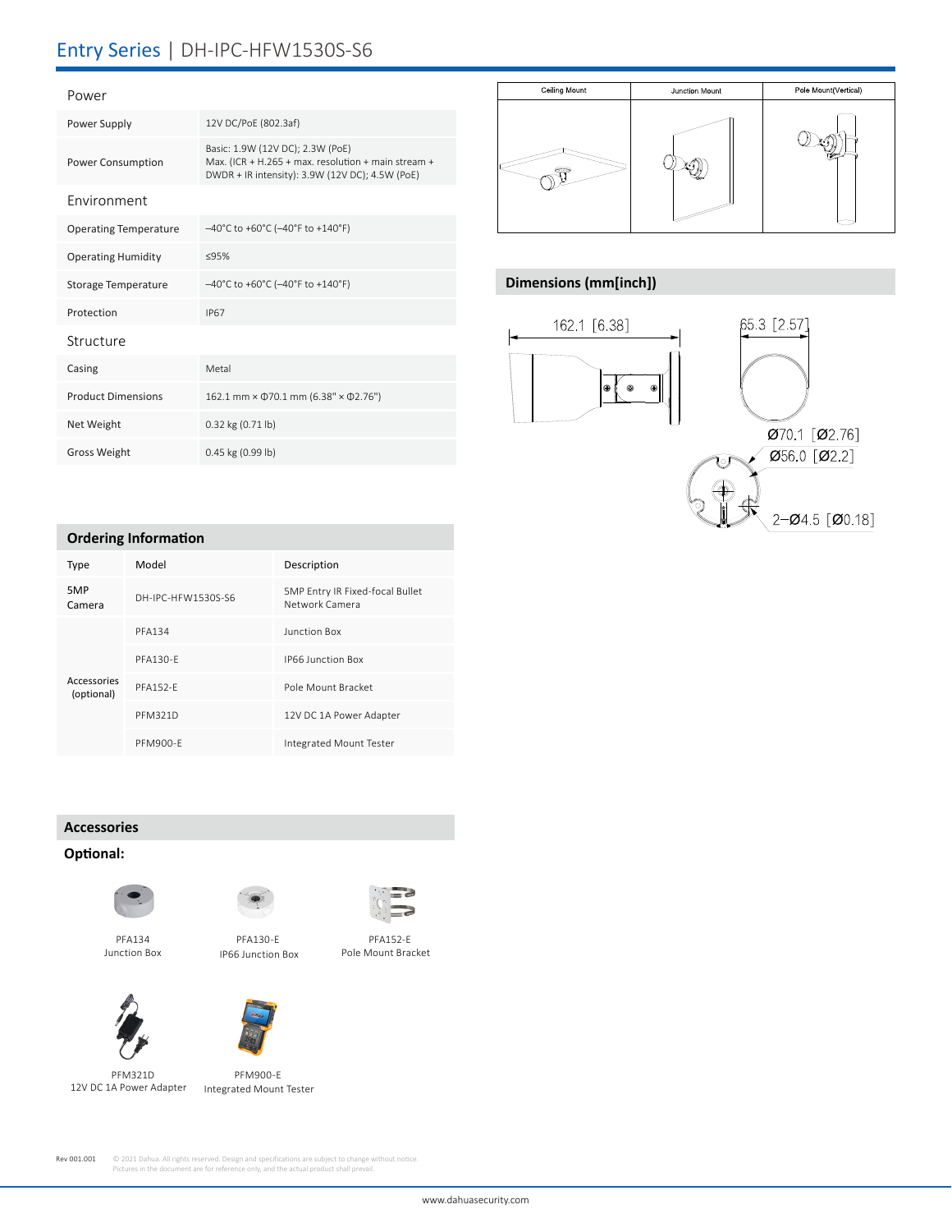## Entry Series | DH-IPC-HFW1530S-S6

### Power

| | |
|---|---|
| Power Supply | 12V DC/PoE (802.3af) |
| Power Consumption | Basic: 1.9W (12V DC); 2.3W (PoE)<br>Max. (ICR + H.265 + max. resolution + main stream + DWDR + IR intensity): 3.9W (12V DC); 4.5W (PoE) |

### Environment

| | |
|---|---|
| Operating Temperature | –40°C to +60°C (–40°F to +140°F) |
| Operating Humidity | ≤95% |
| Storage Temperature | –40°C to +60°C (–40°F to +140°F) |
| Protection | IP67 |

### Structure

| | |
|---|---|
| Casing | Metal |
| Product Dimensions | 162.1 mm × Φ70.1 mm (6.38" × Φ2.76") |
| Net Weight | 0.32 kg (0.71 lb) |
| Gross Weight | 0.45 kg (0.99 lb) |

Ceiling Mount | Junction Mount | Pole Mount(Vertical)

### Dimensions (mm[inch])

162.1 [6.38]
65.3 [2.57]
Ø70.1 [Ø2.76]
Ø56.0 [Ø2.2]
2–Ø4.5 [Ø0.18]

### Ordering Information

| Type | Model | Description |
|---|---|---|
| 5MP Camera | DH-IPC-HFW1530S-S6 | 5MP Entry IR Fixed-focal Bullet Network Camera |
| Accessories (optional) | PFA134 | Junction Box |
| | PFA130-E | IP66 Junction Box |
| | PFA152-E | Pole Mount Bracket |
| | PFM321D | 12V DC 1A Power Adapter |
| | PFM900-E | Integrated Mount Tester |

### Accessories

**Optional:**

PFA134
Junction Box

PFA130-E
IP66 Junction Box

PFA152-E
Pole Mount Bracket

PFM321D
12V DC 1A Power Adapter

PFM900-E
Integrated Mount Tester

Rev 001.001 © 2021 Dahua. All rights reserved. Design and specifications are subject to change without notice. Pictures in the document are for reference only, and the actual product shall prevail.

www.dahuasecurity.com